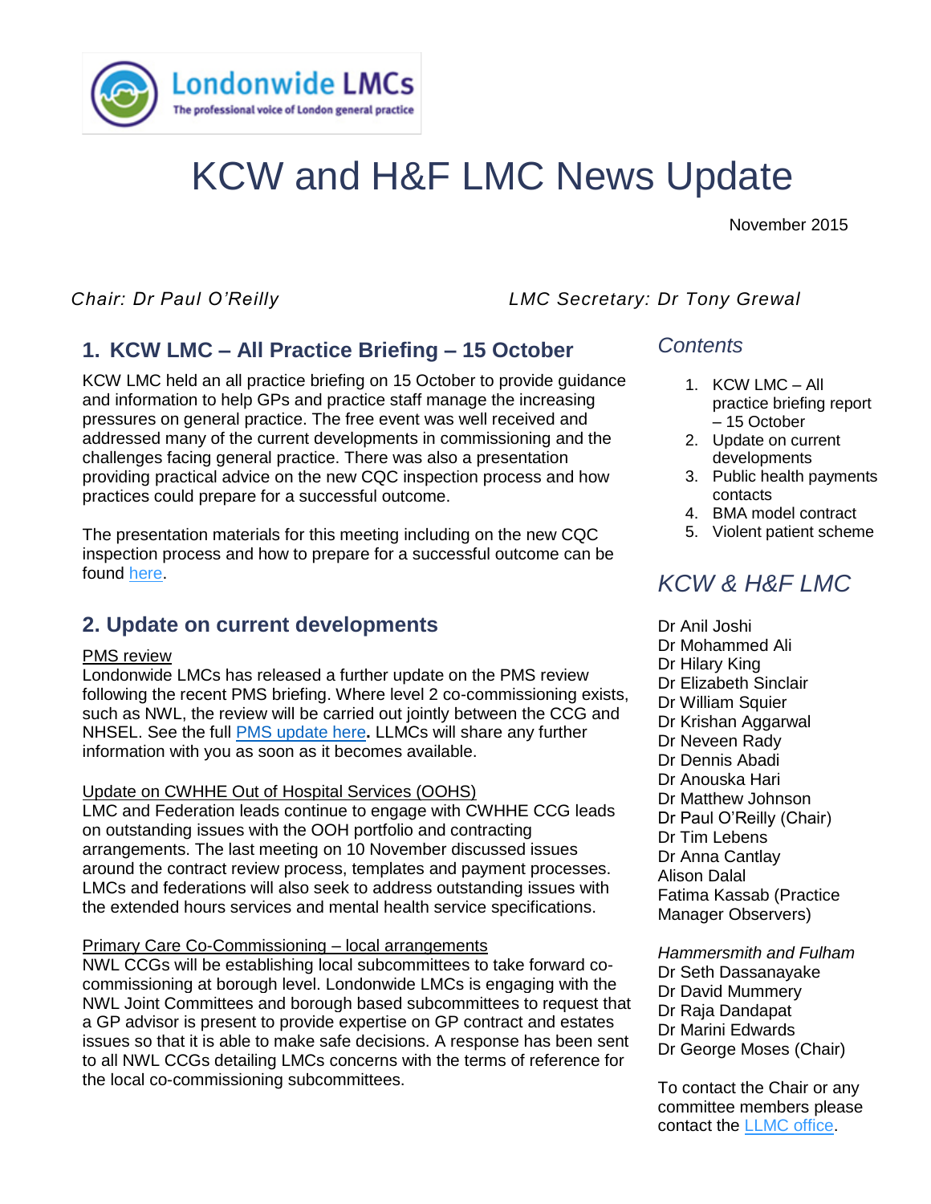Londonwide LMCs
The professional voice of London general practice

# KCW and H&F LMC News Update

November 2015

*Chair: Dr Paul O'Reilly* *LMC Secretary: Dr Tony Grewal*

## 1. KCW LMC – All Practice Briefing – 15 October

KCW LMC held an all practice briefing on 15 October to provide guidance and information to help GPs and practice staff manage the increasing pressures on general practice. The free event was well received and addressed many of the current developments in commissioning and the challenges facing general practice. There was also a presentation providing practical advice on the new CQC inspection process and how practices could prepare for a successful outcome.

The presentation materials for this meeting including on the new CQC inspection process and how to prepare for a successful outcome can be found here.

## 2. Update on current developments

PMS review

Londonwide LMCs has released a further update on the PMS review following the recent PMS briefing. Where level 2 co-commissioning exists, such as NWL, the review will be carried out jointly between the CCG and NHSEL. See the full PMS update here**.** LLMCs will share any further information with you as soon as it becomes available.

Update on CWHHE Out of Hospital Services (OOHS)

LMC and Federation leads continue to engage with CWHHE CCG leads on outstanding issues with the OOH portfolio and contracting arrangements. The last meeting on 10 November discussed issues around the contract review process, templates and payment processes. LMCs and federations will also seek to address outstanding issues with the extended hours services and mental health service specifications.

Primary Care Co-Commissioning – local arrangements

NWL CCGs will be establishing local subcommittees to take forward co-commissioning at borough level. Londonwide LMCs is engaging with the NWL Joint Committees and borough based subcommittees to request that a GP advisor is present to provide expertise on GP contract and estates issues so that it is able to make safe decisions. A response has been sent to all NWL CCGs detailing LMCs concerns with the terms of reference for the local co-commissioning subcommittees.

### *Contents*

1. KCW LMC – All practice briefing report – 15 October
2. Update on current developments
3. Public health payments contacts
4. BMA model contract
5. Violent patient scheme

### *KCW & H&F LMC*

Dr Anil Joshi
Dr Mohammed Ali
Dr Hilary King
Dr Elizabeth Sinclair
Dr William Squier
Dr Krishan Aggarwal
Dr Neveen Rady
Dr Dennis Abadi
Dr Anouska Hari
Dr Matthew Johnson
Dr Paul O'Reilly (Chair)
Dr Tim Lebens
Dr Anna Cantlay
Alison Dalal
Fatima Kassab (Practice Manager Observers)

*Hammersmith and Fulham*
Dr Seth Dassanayake
Dr David Mummery
Dr Raja Dandapat
Dr Marini Edwards
Dr George Moses (Chair)

To contact the Chair or any committee members please contact the LLMC office.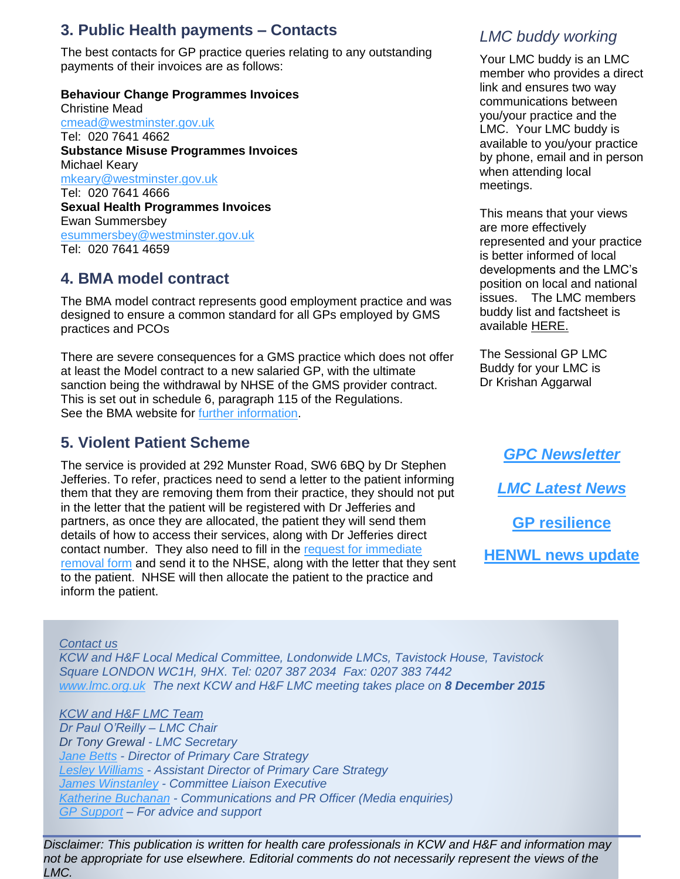## 3. Public Health payments – Contacts

The best contacts for GP practice queries relating to any outstanding payments of their invoices are as follows:

**Behaviour Change Programmes Invoices**
Christine Mead
cmead@westminster.gov.uk
Tel: 020 7641 4662
**Substance Misuse Programmes Invoices**
Michael Keary
mkeary@westminster.gov.uk
Tel: 020 7641 4666
**Sexual Health Programmes Invoices**
Ewan Summersbey
esummersbey@westminster.gov.uk
Tel: 020 7641 4659

## 4. BMA model contract

The BMA model contract represents good employment practice and was designed to ensure a common standard for all GPs employed by GMS practices and PCOs

There are severe consequences for a GMS practice which does not offer at least the Model contract to a new salaried GP, with the ultimate sanction being the withdrawal by NHSE of the GMS provider contract. This is set out in schedule 6, paragraph 115 of the Regulations. See the BMA website for further information.

## 5. Violent Patient Scheme

The service is provided at 292 Munster Road, SW6 6BQ by Dr Stephen Jefferies. To refer, practices need to send a letter to the patient informing them that they are removing them from their practice, they should not put in the letter that the patient will be registered with Dr Jefferies and partners, as once they are allocated, the patient they will send them details of how to access their services, along with Dr Jefferies direct contact number. They also need to fill in the request for immediate removal form and send it to the NHSE, along with the letter that they sent to the patient. NHSE will then allocate the patient to the practice and inform the patient.

### *LMC buddy working*

Your LMC buddy is an LMC member who provides a direct link and ensures two way communications between you/your practice and the LMC. Your LMC buddy is available to you/your practice by phone, email and in person when attending local meetings.

This means that your views are more effectively represented and your practice is better informed of local developments and the LMC's position on local and national issues. The LMC members buddy list and factsheet is available HERE.

The Sessional GP LMC Buddy for your LMC is Dr Krishan Aggarwal

***GPC Newsletter***

***LMC Latest News***

**GP resilience**

**HENWL news update**

*Contact us*
*KCW and H&F Local Medical Committee, Londonwide LMCs, Tavistock House, Tavistock Square LONDON WC1H, 9HX. Tel: 0207 387 2034 Fax: 0207 383 7442*
*www.lmc.org.uk The next KCW and H&F LMC meeting takes place on **8 December 2015***

*KCW and H&F LMC Team*
*Dr Paul O'Reilly – LMC Chair*
*Dr Tony Grewal - LMC Secretary*
*Jane Betts - Director of Primary Care Strategy*
*Lesley Williams - Assistant Director of Primary Care Strategy*
*James Winstanley - Committee Liaison Executive*
*Katherine Buchanan - Communications and PR Officer (Media enquiries)*
*GP Support – For advice and support*

*Disclaimer: This publication is written for health care professionals in KCW and H&F and information may not be appropriate for use elsewhere. Editorial comments do not necessarily represent the views of the LMC.*